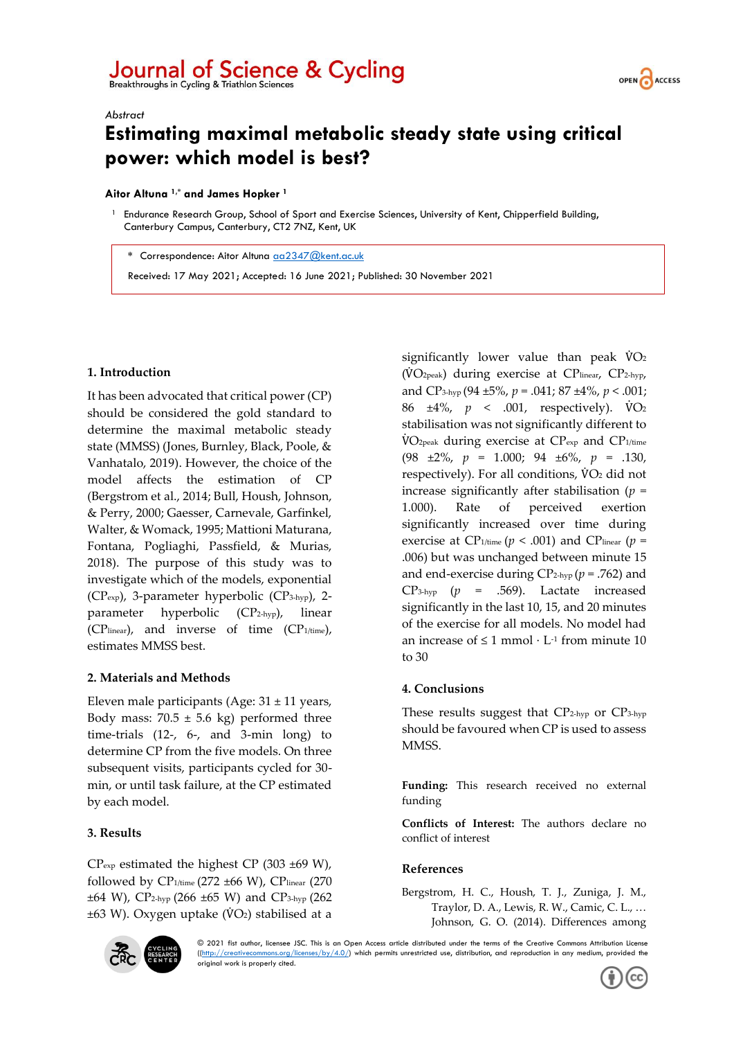*Abstract*

# Estimating maximal metabolic steady state using critical power: which model is best?

**Aitor Altuna [1,*] and James Hopker [1]**

[1] Endurance Research Group, School of Sport and Exercise Sciences, University of Kent, Chipperfield Building, Canterbury Campus, Canterbury, CT2 7NZ, Kent, UK

\* Correspondence: Aitor Altuna aa2347@kent.ac.uk

Received: 17 May 2021; Accepted: 16 June 2021; Published: 30 November 2021

## 1. Introduction

It has been advocated that critical power (CP) should be considered the gold standard to determine the maximal metabolic steady state (MMSS) (Jones, Burnley, Black, Poole, & Vanhatalo, 2019). However, the choice of the model affects the estimation of CP (Bergstrom et al., 2014; Bull, Housh, Johnson, & Perry, 2000; Gaesser, Carnevale, Garfinkel, Walter, & Womack, 1995; Mattioni Maturana, Fontana, Pogliaghi, Passfield, & Murias, 2018). The purpose of this study was to investigate which of the models, exponential ($CP_{exp}$), 3-parameter hyperbolic ($CP_{3\text{-}hyp}$), 2-parameter hyperbolic ($CP_{2\text{-}hyp}$), linear ($CP_{linear}$), and inverse of time ($CP_{1/time}$), estimates MMSS best.

## 2. Materials and Methods

Eleven male participants (Age: 31 ± 11 years, Body mass: 70.5 ± 5.6 kg) performed three time-trials (12-, 6-, and 3-min long) to determine CP from the five models. On three subsequent visits, participants cycled for 30-min, or until task failure, at the CP estimated by each model.

## 3. Results

$CP_{exp}$ estimated the highest CP (303 ±69 W), followed by $CP_{1/time}$ (272 ±66 W), $CP_{linear}$ (270 ±64 W), $CP_{2\text{-}hyp}$ (266 ±65 W) and $CP_{3\text{-}hyp}$ (262 ±63 W). Oxygen uptake ($\dot{V}O_2$) stabilised at a significantly lower value than peak $\dot{V}O_2$ ($\dot{V}O_{2peak}$) during exercise at $CP_{linear}$, $CP_{2\text{-}hyp}$, and $CP_{3\text{-}hyp}$ (94 ±5%, $p$ = .041; 87 ±4%, $p$ < .001; 86 ±4%, $p$ < .001, respectively). $\dot{V}O_2$ stabilisation was not significantly different to $\dot{V}O_{2peak}$ during exercise at $CP_{exp}$ and $CP_{1/time}$ (98 ±2%, $p$ = 1.000; 94 ±6%, $p$ = .130, respectively). For all conditions, $\dot{V}O_2$ did not increase significantly after stabilisation ($p$ = 1.000). Rate of perceived exertion significantly increased over time during exercise at $CP_{1/time}$ ($p$ < .001) and $CP_{linear}$ ($p$ = .006) but was unchanged between minute 15 and end-exercise during $CP_{2\text{-}hyp}$ ($p$ = .762) and $CP_{3\text{-}hyp}$ ($p$ = .569). Lactate increased significantly in the last 10, 15, and 20 minutes of the exercise for all models. No model had an increase of ≤ 1 mmol · $L^{-1}$ from minute 10 to 30

## 4. Conclusions

These results suggest that $CP_{2\text{-}hyp}$ or $CP_{3\text{-}hyp}$ should be favoured when CP is used to assess MMSS.

**Funding:** This research received no external funding

**Conflicts of Interest:** The authors declare no conflict of interest

## References

Bergstrom, H. C., Housh, T. J., Zuniga, J. M., Traylor, D. A., Lewis, R. W., Camic, C. L., … Johnson, G. O. (2014). Differences among

© 2021 fist author, licensee JSC. This is an Open Access article distributed under the terms of the Creative Commons Attribution License ((http://creativecommons.org/licenses/by/4.0/) which permits unrestricted use, distribution, and reproduction in any medium, provided the original work is properly cited.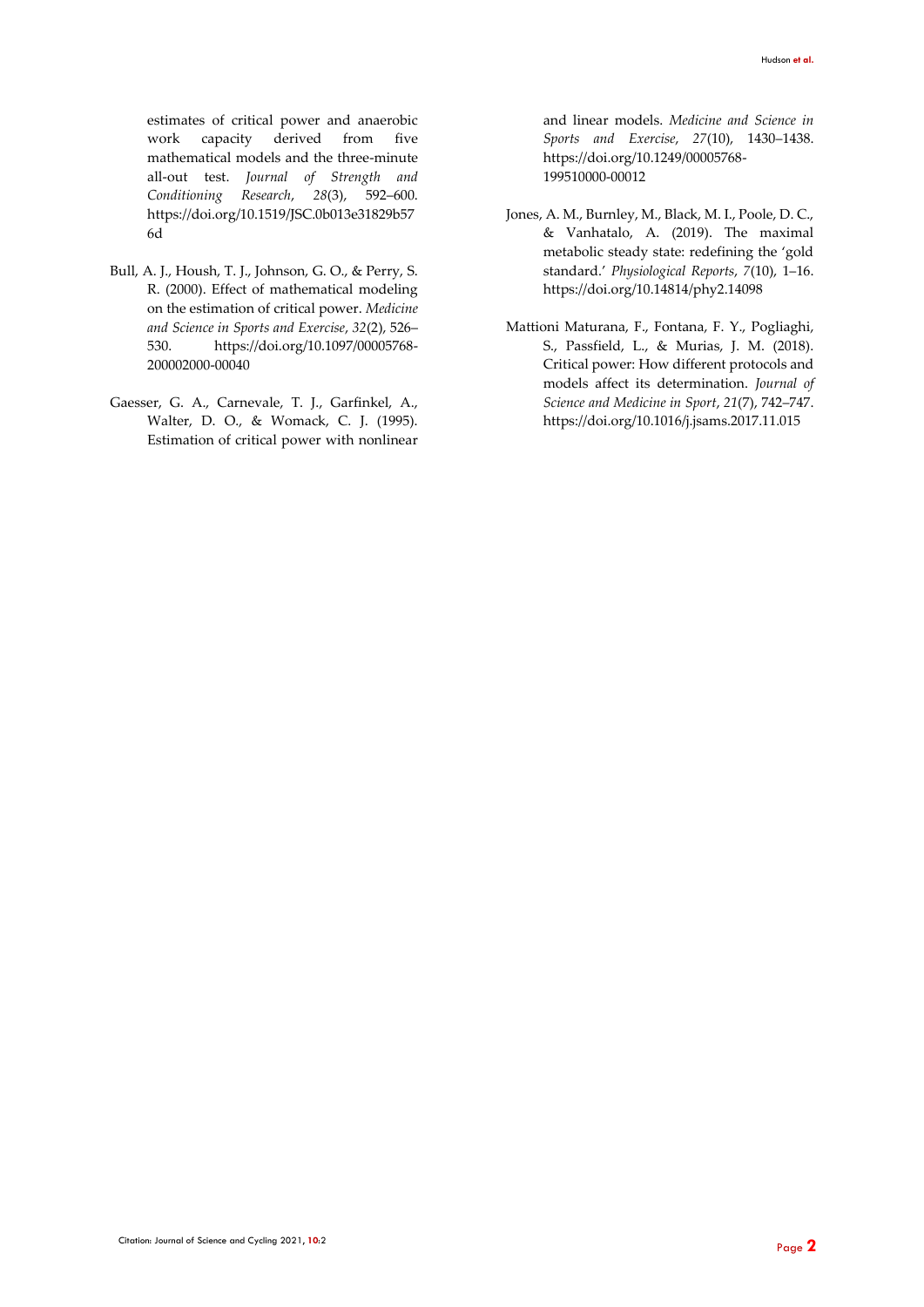estimates of critical power and anaerobic work capacity derived from five mathematical models and the three-minute all-out test. *Journal of Strength and Conditioning Research*, *28*(3), 592–600. https://doi.org/10.1519/JSC.0b013e31829b576d

Bull, A. J., Housh, T. J., Johnson, G. O., & Perry, S. R. (2000). Effect of mathematical modeling on the estimation of critical power. *Medicine and Science in Sports and Exercise*, *32*(2), 526–530. https://doi.org/10.1097/00005768-200002000-00040

Gaesser, G. A., Carnevale, T. J., Garfinkel, A., Walter, D. O., & Womack, C. J. (1995). Estimation of critical power with nonlinear and linear models. *Medicine and Science in Sports and Exercise*, *27*(10), 1430–1438. https://doi.org/10.1249/00005768-199510000-00012

Jones, A. M., Burnley, M., Black, M. I., Poole, D. C., & Vanhatalo, A. (2019). The maximal metabolic steady state: redefining the 'gold standard.' *Physiological Reports*, *7*(10), 1–16. https://doi.org/10.14814/phy2.14098

Mattioni Maturana, F., Fontana, F. Y., Pogliaghi, S., Passfield, L., & Murias, J. M. (2018). Critical power: How different protocols and models affect its determination. *Journal of Science and Medicine in Sport*, *21*(7), 742–747. https://doi.org/10.1016/j.jsams.2017.11.015